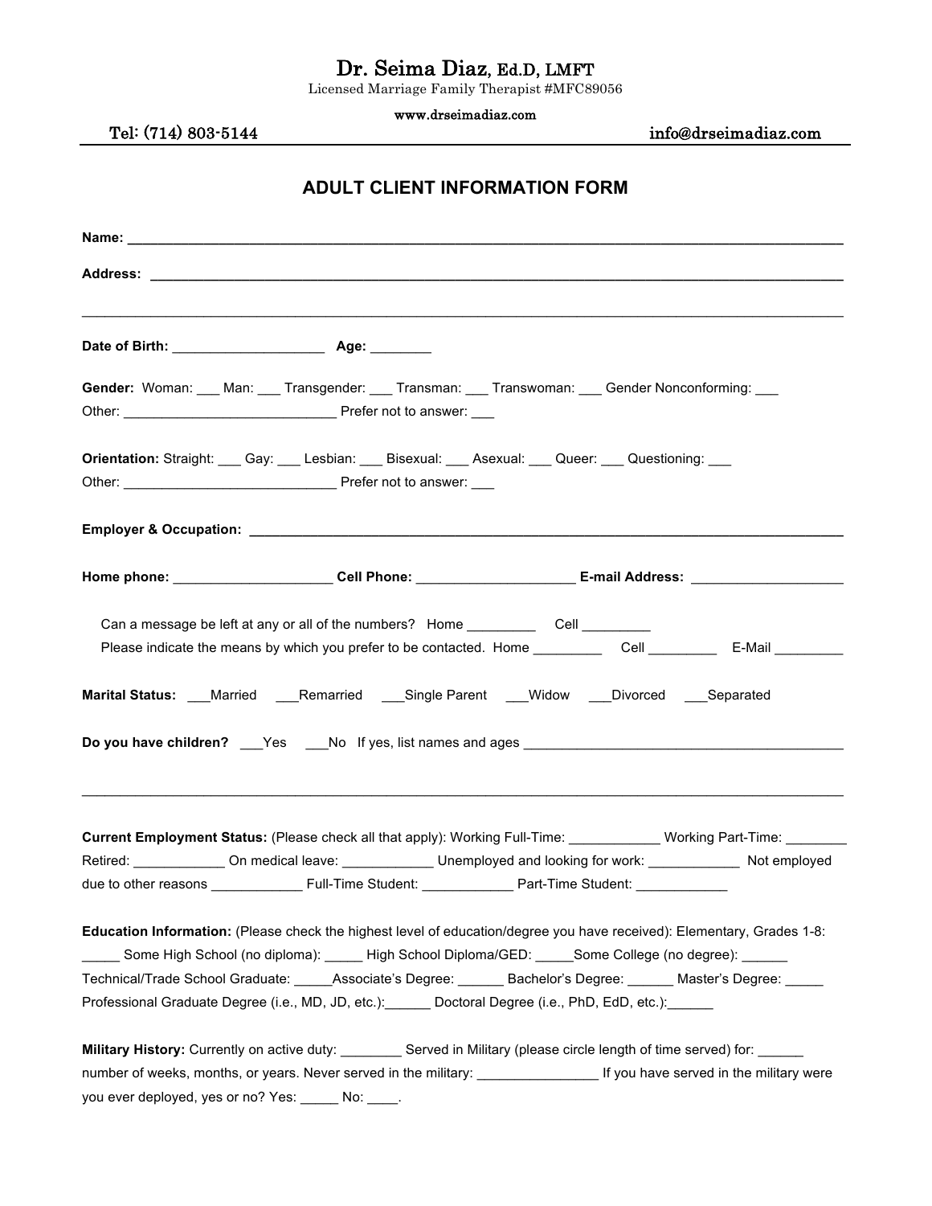# Dr. Seima Diaz, Ed.D, LMFT

Licensed Marriage Family Therapist #MFC89056

www.drseimadiaz.com

Tel: (714) 803-5144 info@drseimadiaz.com

## ADULT CLIENT INFORMATION FORM

**Name:** ___________________________________________________________________________________________

**Address:** _________________________________________________________________________________________

_____________________________________________________________________________________________________

**Date of Birth:** ____________________ **Age:** ________

**Gender:** Woman: ___ Man: ___ Transgender: ___ Transman: ___ Transwoman: ___ Gender Nonconforming: ___
Other: ____________________________ Prefer not to answer: ___

**Orientation:** Straight: ___ Gay: ___ Lesbian: ___ Bisexual: ___ Asexual: ___ Queer: ___ Questioning: ___
Other: ____________________________ Prefer not to answer: ___

**Employer & Occupation:** ____________________________________________________________________________

**Home phone:** _____________________ **Cell Phone:** ____________________ **E-mail Address:** ____________________

Can a message be left at any or all of the numbers? Home _________ Cell _________
Please indicate the means by which you prefer to be contacted. Home _________ Cell _________ E-Mail _________

**Marital Status:** ___Married ___Remarried ___Single Parent ___Widow ___Divorced ___Separated

**Do you have children?** ___Yes ___No If yes, list names and ages ____________________________________________

_____________________________________________________________________________________________________

**Current Employment Status:** (Please check all that apply): Working Full-Time: ____________ Working Part-Time: ________ Retired: ____________ On medical leave: ____________ Unemployed and looking for work: ____________ Not employed due to other reasons ____________ Full-Time Student: ____________ Part-Time Student: ____________

**Education Information:** (Please check the highest level of education/degree you have received): Elementary, Grades 1-8: _____ Some High School (no diploma): _____ High School Diploma/GED: _____Some College (no degree): ______ Technical/Trade School Graduate: _____Associate's Degree: ______ Bachelor's Degree: ______ Master's Degree: _____ Professional Graduate Degree (i.e., MD, JD, etc.):______ Doctoral Degree (i.e., PhD, EdD, etc.):______

**Military History:** Currently on active duty: ________ Served in Military (please circle length of time served) for: ______ number of weeks, months, or years. Never served in the military: ________________ If you have served in the military were you ever deployed, yes or no? Yes: _____ No: ____.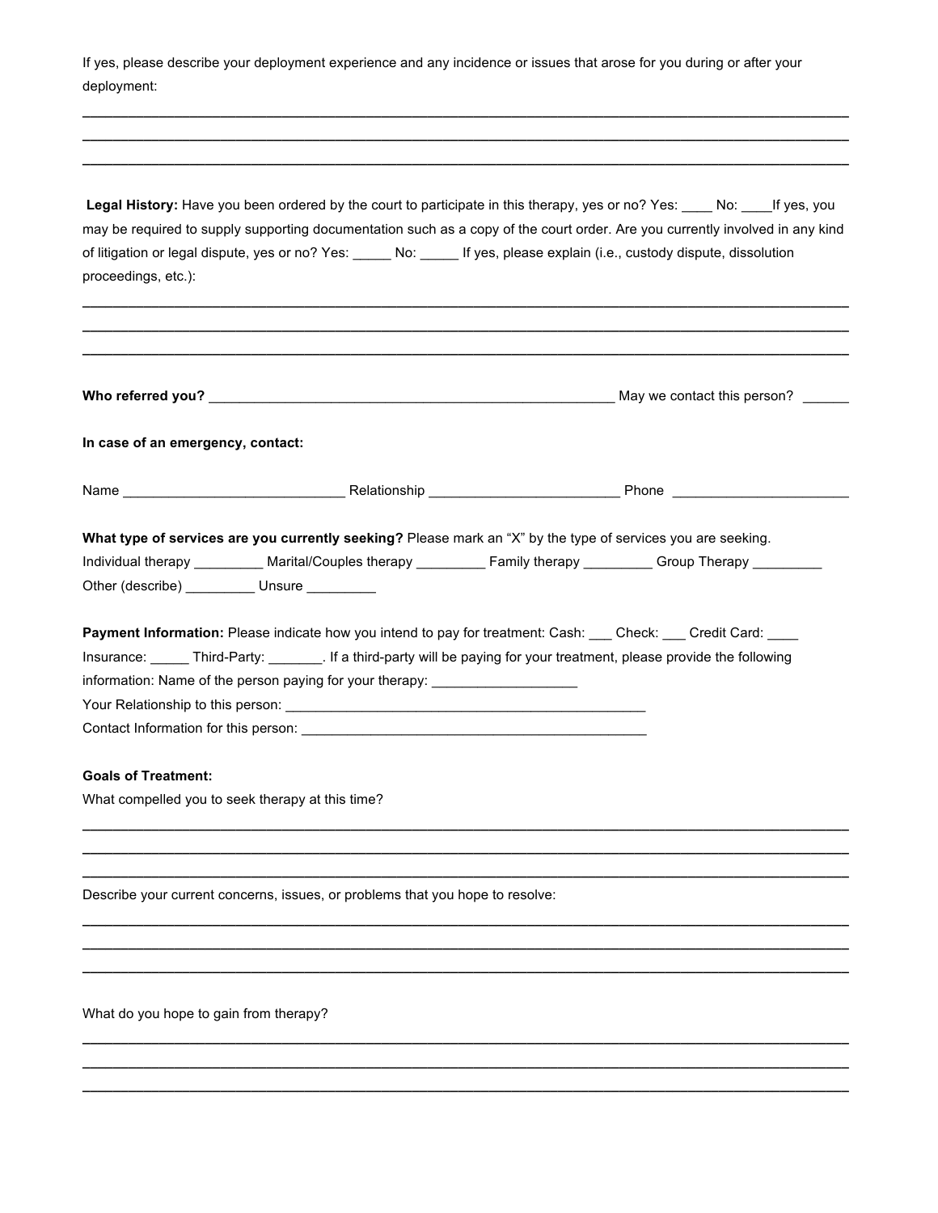If yes, please describe your deployment experience and any incidence or issues that arose for you during or after your deployment:

______________________________________________________________________________________________

______________________________________________________________________________________________

______________________________________________________________________________________________

**Legal History:** Have you been ordered by the court to participate in this therapy, yes or no? Yes: ____ No: ____If yes, you may be required to supply supporting documentation such as a copy of the court order. Are you currently involved in any kind of litigation or legal dispute, yes or no? Yes: _____ No: _____ If yes, please explain (i.e., custody dispute, dissolution proceedings, etc.):

______________________________________________________________________________________________

______________________________________________________________________________________________

______________________________________________________________________________________________

**Who referred you?** ______________________________________________________ May we contact this person? ______

**In case of an emergency, contact:**

Name ____________________________ Relationship ________________________ Phone ______________________

**What type of services are you currently seeking?** Please mark an "X" by the type of services you are seeking.
Individual therapy _________ Marital/Couples therapy _________ Family therapy _________ Group Therapy _________
Other (describe) _________ Unsure _________

**Payment Information:** Please indicate how you intend to pay for treatment: Cash: ___ Check: ___ Credit Card: ____
Insurance: _____ Third-Party: _______. If a third-party will be paying for your treatment, please provide the following information: Name of the person paying for your therapy: ___________________
Your Relationship to this person: ________________________________________________
Contact Information for this person: ______________________________________________

**Goals of Treatment:**

What compelled you to seek therapy at this time?

______________________________________________________________________________________________

______________________________________________________________________________________________

______________________________________________________________________________________________

Describe your current concerns, issues, or problems that you hope to resolve:

______________________________________________________________________________________________

______________________________________________________________________________________________

______________________________________________________________________________________________

What do you hope to gain from therapy?

______________________________________________________________________________________________

______________________________________________________________________________________________

______________________________________________________________________________________________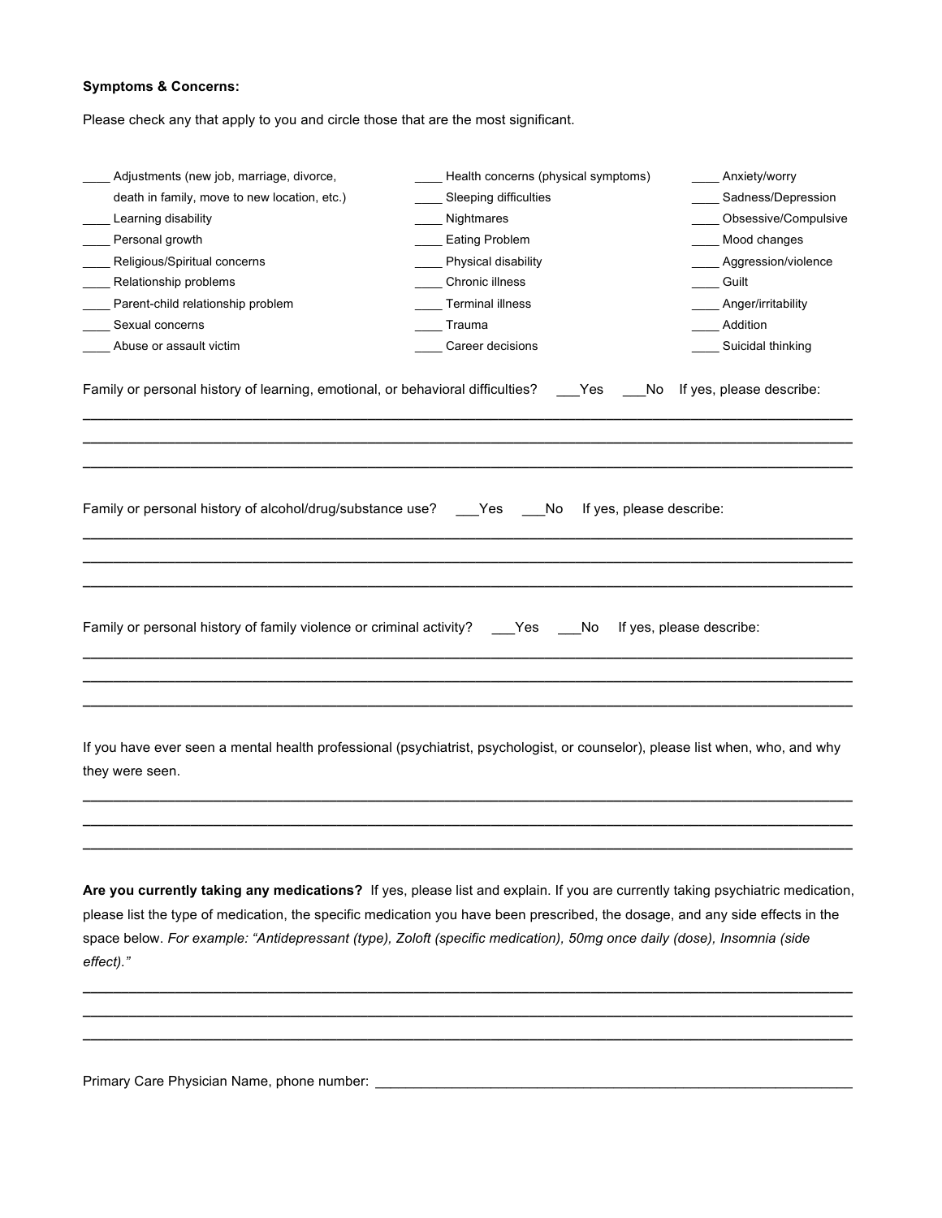**Symptoms & Concerns:**

Please check any that apply to you and circle those that are the most significant.

| | | |
|---|---|---|
| ____ Adjustments (new job, marriage, divorce, death in family, move to new location, etc.) | ____ Health concerns (physical symptoms) | ____ Anxiety/worry |
| | ____ Sleeping difficulties | ____ Sadness/Depression |
| ____ Learning disability | ____ Nightmares | ____ Obsessive/Compulsive |
| ____ Personal growth | ____ Eating Problem | ____ Mood changes |
| ____ Religious/Spiritual concerns | ____ Physical disability | ____ Aggression/violence |
| ____ Relationship problems | ____ Chronic illness | ____ Guilt |
| ____ Parent-child relationship problem | ____ Terminal illness | ____ Anger/irritability |
| ____ Sexual concerns | ____ Trauma | ____ Addition |
| ____ Abuse or assault victim | ____ Career decisions | ____ Suicidal thinking |

Family or personal history of learning, emotional, or behavioral difficulties? ___Yes ___No If yes, please describe:

______________________________________________________________________________

______________________________________________________________________________

______________________________________________________________________________

Family or personal history of alcohol/drug/substance use? ___Yes ___No If yes, please describe:

______________________________________________________________________________

______________________________________________________________________________

______________________________________________________________________________

Family or personal history of family violence or criminal activity? ___Yes ___No If yes, please describe:

______________________________________________________________________________

______________________________________________________________________________

______________________________________________________________________________

If you have ever seen a mental health professional (psychiatrist, psychologist, or counselor), please list when, who, and why they were seen.

______________________________________________________________________________

______________________________________________________________________________

______________________________________________________________________________

**Are you currently taking any medications?** If yes, please list and explain. If you are currently taking psychiatric medication, please list the type of medication, the specific medication you have been prescribed, the dosage, and any side effects in the space below. *For example: "Antidepressant (type), Zoloft (specific medication), 50mg once daily (dose), Insomnia (side effect)."*

______________________________________________________________________________

______________________________________________________________________________

______________________________________________________________________________

Primary Care Physician Name, phone number: ______________________________________________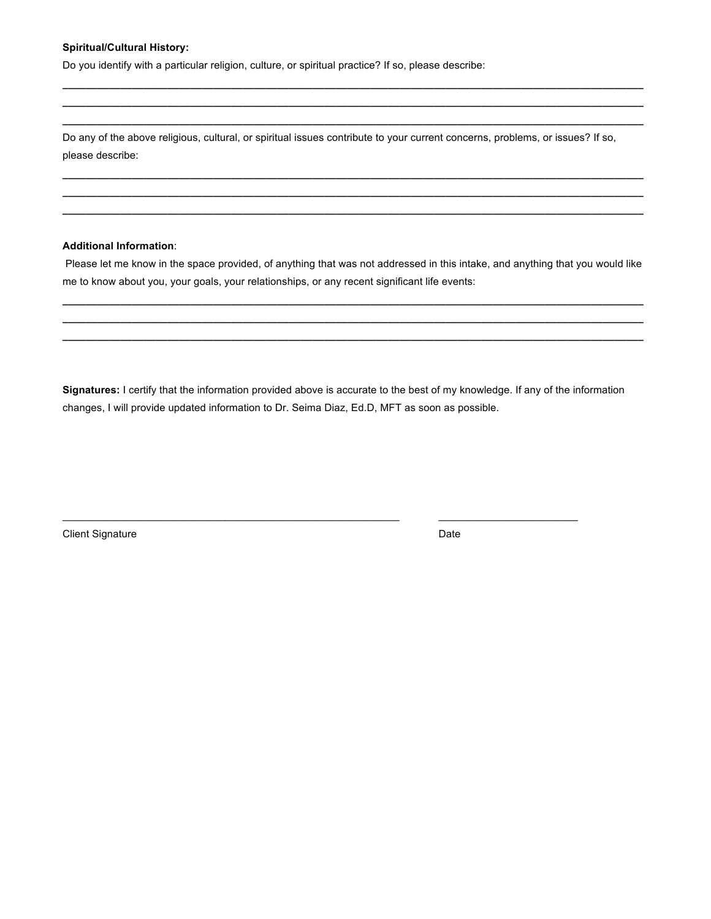**Spiritual/Cultural History:**

Do you identify with a particular religion, culture, or spiritual practice? If so, please describe:

______________________________________________________________________________

______________________________________________________________________________

______________________________________________________________________________

Do any of the above religious, cultural, or spiritual issues contribute to your current concerns, problems, or issues? If so, please describe:

______________________________________________________________________________

______________________________________________________________________________

______________________________________________________________________________

**Additional Information**:

Please let me know in the space provided, of anything that was not addressed in this intake, and anything that you would like me to know about you, your goals, your relationships, or any recent significant life events:

______________________________________________________________________________

______________________________________________________________________________

______________________________________________________________________________

**Signatures:** I certify that the information provided above is accurate to the best of my knowledge. If any of the information changes, I will provide updated information to Dr. Seima Diaz, Ed.D, MFT as soon as possible.

_______________________________________________ ____________________

Client Signature Date